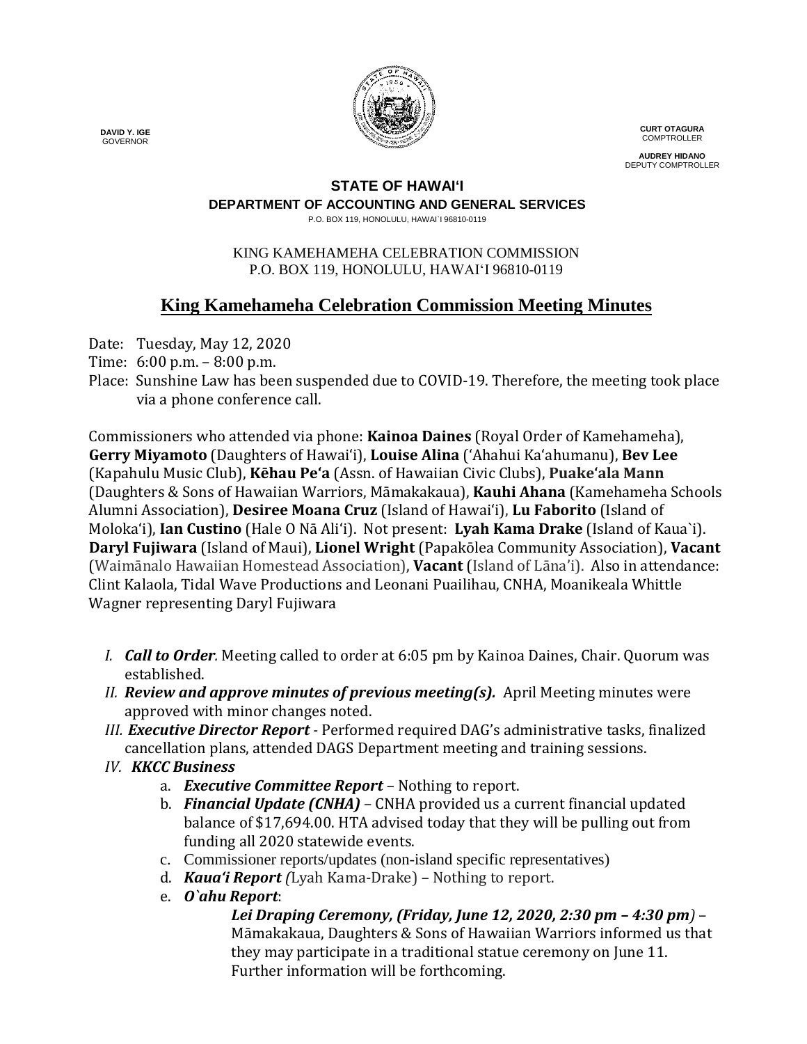**DAVID Y. IGE**
GOVERNOR

**CURT OTAGURA**
COMPTROLLER

**AUDREY HIDANO**
DEPUTY COMPTROLLER

**STATE OF HAWAIʻI**
**DEPARTMENT OF ACCOUNTING AND GENERAL SERVICES**
P.O. BOX 119, HONOLULU, HAWAI`I 96810-0119

KING KAMEHAMEHA CELEBRATION COMMISSION
P.O. BOX 119, HONOLULU, HAWAIʻI 96810-0119

# King Kamehameha Celebration Commission Meeting Minutes

Date: Tuesday, May 12, 2020
Time: 6:00 p.m. – 8:00 p.m.
Place: Sunshine Law has been suspended due to COVID-19. Therefore, the meeting took place via a phone conference call.

Commissioners who attended via phone: **Kainoa Daines** (Royal Order of Kamehameha), **Gerry Miyamoto** (Daughters of Hawaiʻi), **Louise Alina** (ʻAhahui Kaʻahumanu), **Bev Lee** (Kapahulu Music Club), **Kēhau Peʻa** (Assn. of Hawaiian Civic Clubs), **Puakeʻala Mann** (Daughters & Sons of Hawaiian Warriors, Māmakakaua), **Kauhi Ahana** (Kamehameha Schools Alumni Association), **Desiree Moana Cruz** (Island of Hawaiʻi), **Lu Faborito** (Island of Molokaʻi), **Ian Custino** (Hale O Nā Aliʻi). Not present: **Lyah Kama Drake** (Island of Kaua`i). **Daryl Fujiwara** (Island of Maui), **Lionel Wright** (Papakōlea Community Association), **Vacant** (Waimānalo Hawaiian Homestead Association), **Vacant** (Island of Lānaʻi). Also in attendance: Clint Kalaola, Tidal Wave Productions and Leonani Puailihau, CNHA, Moanikeala Whittle Wagner representing Daryl Fujiwara

I. ***Call to Order***. Meeting called to order at 6:05 pm by Kainoa Daines, Chair. Quorum was established.
II. ***Review and approve minutes of previous meeting(s).*** April Meeting minutes were approved with minor changes noted.
III. ***Executive Director Report*** - Performed required DAG's administrative tasks, finalized cancellation plans, attended DAGS Department meeting and training sessions.
IV. ***KKCC Business***
   a. ***Executive Committee Report*** – Nothing to report.
   b. ***Financial Update (CNHA)*** – CNHA provided us a current financial updated balance of $17,694.00. HTA advised today that they will be pulling out from funding all 2020 statewide events.
   c. Commissioner reports/updates (non-island specific representatives)
   d. ***Kauaʻi Report (***Lyah Kama-Drake) – Nothing to report.
   e. ***O`ahu Report***:
      ***Lei Draping Ceremony, (Friday, June 12, 2020, 2:30 pm – 4:30 pm)*** – Māmakakaua, Daughters & Sons of Hawaiian Warriors informed us that they may participate in a traditional statue ceremony on June 11. Further information will be forthcoming.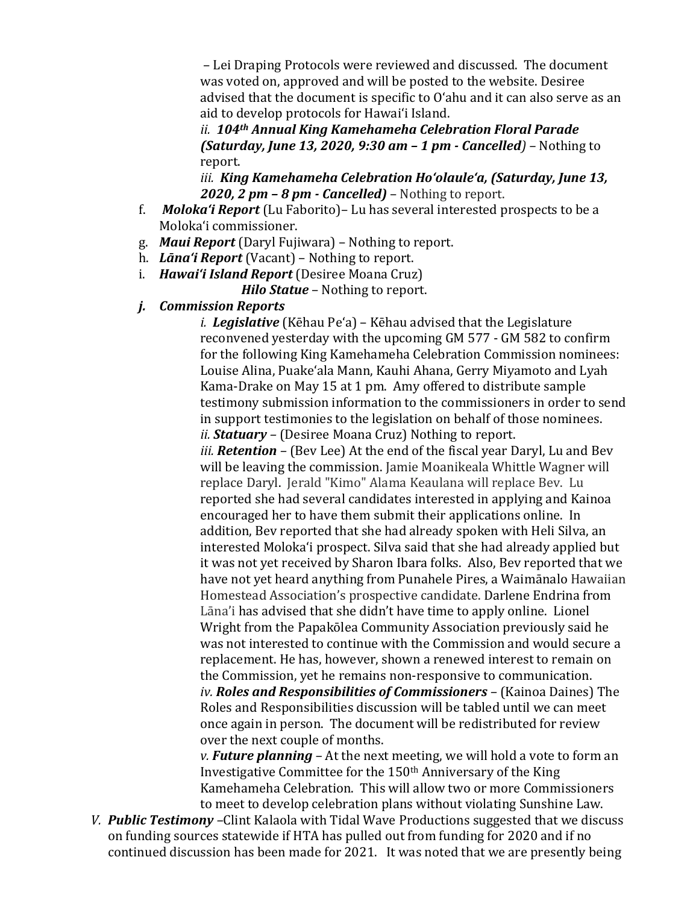– Lei Draping Protocols were reviewed and discussed. The document was voted on, approved and will be posted to the website. Desiree advised that the document is specific to O'ahu and it can also serve as an aid to develop protocols for Hawai'i Island.

*ii.* ***104th Annual King Kamehameha Celebration Floral Parade (Saturday, June 13, 2020, 9:30 am – 1 pm - Cancelled)*** – Nothing to report.

*iii.* ***King Kamehameha Celebration Ho'olaule'a, (Saturday, June 13, 2020, 2 pm – 8 pm - Cancelled)*** – Nothing to report.

f. ***Moloka'i Report*** (Lu Faborito)– Lu has several interested prospects to be a Moloka'i commissioner.

g. ***Maui Report*** (Daryl Fujiwara) – Nothing to report.

h. ***Lāna'i Report*** (Vacant) – Nothing to report.

i. ***Hawai'i Island Report*** (Desiree Moana Cruz)

***Hilo Statue*** – Nothing to report.

***j. Commission Reports***

*i.* ***Legislative*** (Kēhau Pe'a) – Kēhau advised that the Legislature reconvened yesterday with the upcoming GM 577 - GM 582 to confirm for the following King Kamehameha Celebration Commission nominees: Louise Alina, Puake'ala Mann, Kauhi Ahana, Gerry Miyamoto and Lyah Kama-Drake on May 15 at 1 pm. Amy offered to distribute sample testimony submission information to the commissioners in order to send in support testimonies to the legislation on behalf of those nominees.

*ii.* ***Statuary*** – (Desiree Moana Cruz) Nothing to report.

*iii.* ***Retention*** – (Bev Lee) At the end of the fiscal year Daryl, Lu and Bev will be leaving the commission. Jamie Moanikeala Whittle Wagner will replace Daryl. Jerald "Kimo" Alama Keaulana will replace Bev. Lu reported she had several candidates interested in applying and Kainoa encouraged her to have them submit their applications online. In addition, Bev reported that she had already spoken with Heli Silva, an interested Moloka'i prospect. Silva said that she had already applied but it was not yet received by Sharon Ibara folks. Also, Bev reported that we have not yet heard anything from Punahele Pires, a Waimānalo Hawaiian Homestead Association's prospective candidate. Darlene Endrina from Lāna'i has advised that she didn't have time to apply online. Lionel Wright from the Papakōlea Community Association previously said he was not interested to continue with the Commission and would secure a replacement. He has, however, shown a renewed interest to remain on the Commission, yet he remains non-responsive to communication.

*iv.* ***Roles and Responsibilities of Commissioners*** – (Kainoa Daines) The Roles and Responsibilities discussion will be tabled until we can meet once again in person. The document will be redistributed for review over the next couple of months.

*v.* ***Future planning*** – At the next meeting, we will hold a vote to form an Investigative Committee for the 150th Anniversary of the King Kamehameha Celebration. This will allow two or more Commissioners to meet to develop celebration plans without violating Sunshine Law.

*V.* ***Public Testimony*** –Clint Kalaola with Tidal Wave Productions suggested that we discuss on funding sources statewide if HTA has pulled out from funding for 2020 and if no continued discussion has been made for 2021. It was noted that we are presently being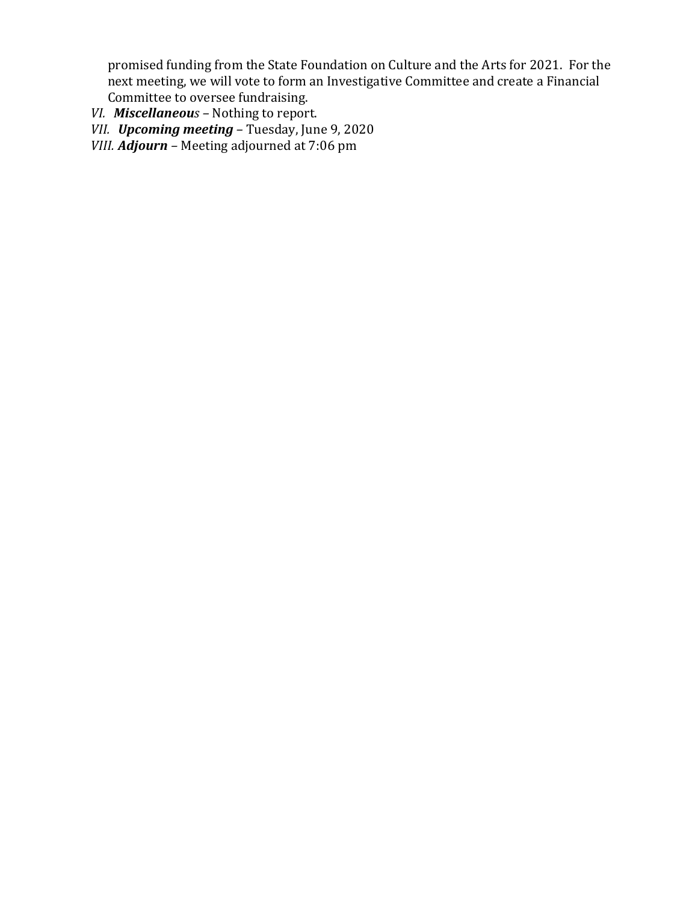promised funding from the State Foundation on Culture and the Arts for 2021. For the next meeting, we will vote to form an Investigative Committee and create a Financial Committee to oversee fundraising.

*VI.* ***Miscellaneous*** – Nothing to report.

*VII.* ***Upcoming meeting*** – Tuesday, June 9, 2020

*VIII.* ***Adjourn*** – Meeting adjourned at 7:06 pm